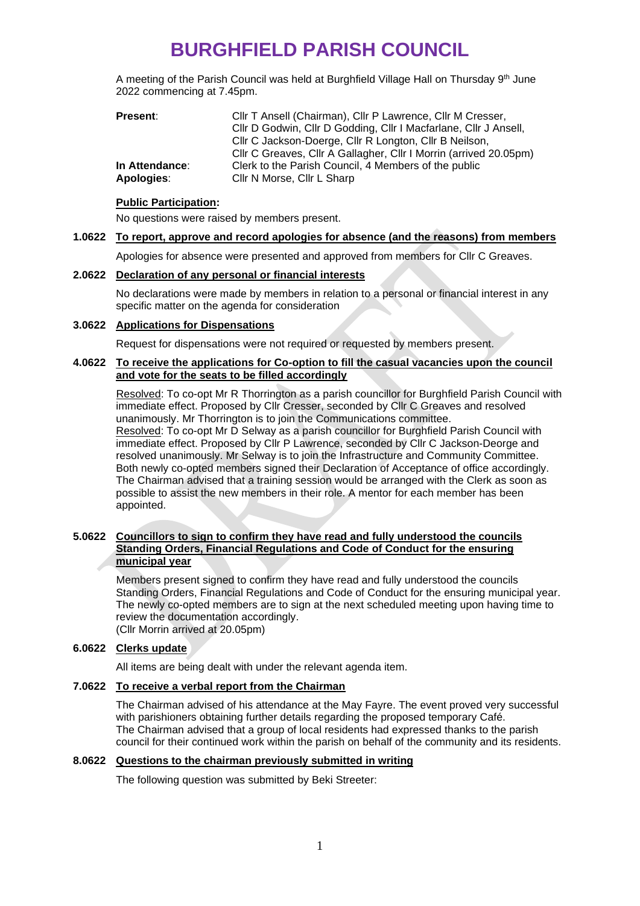# BURGHFIELD PARISH COUNCIL

A meeting of the Parish Council was held at Burghfield Village Hall on Thursday 9th June 2022 commencing at 7.45pm.

| | |
|---|---|
| **Present**: | Cllr T Ansell (Chairman), Cllr P Lawrence, Cllr M Cresser, Cllr D Godwin, Cllr D Godding, Cllr I Macfarlane, Cllr J Ansell, Cllr C Jackson-Doerge, Cllr R Longton, Cllr B Neilson, Cllr C Greaves, Cllr A Gallagher, Cllr I Morrin (arrived 20.05pm) |
| **In Attendance**: | Clerk to the Parish Council, 4 Members of the public |
| **Apologies**: | Cllr N Morse, Cllr L Sharp |

**Public Participation:**

No questions were raised by members present.

**1.0622 To report, approve and record apologies for absence (and the reasons) from members**

Apologies for absence were presented and approved from members for Cllr C Greaves.

**2.0622 Declaration of any personal or financial interests**

No declarations were made by members in relation to a personal or financial interest in any specific matter on the agenda for consideration

**3.0622 Applications for Dispensations**

Request for dispensations were not required or requested by members present.

**4.0622 To receive the applications for Co-option to fill the casual vacancies upon the council and vote for the seats to be filled accordingly**

Resolved: To co-opt Mr R Thorrington as a parish councillor for Burghfield Parish Council with immediate effect. Proposed by Cllr Cresser, seconded by Cllr C Greaves and resolved unanimously. Mr Thorrington is to join the Communications committee.
Resolved: To co-opt Mr D Selway as a parish councillor for Burghfield Parish Council with immediate effect. Proposed by Cllr P Lawrence, seconded by Cllr C Jackson-Deorge and resolved unanimously. Mr Selway is to join the Infrastructure and Community Committee.
Both newly co-opted members signed their Declaration of Acceptance of office accordingly.
The Chairman advised that a training session would be arranged with the Clerk as soon as possible to assist the new members in their role. A mentor for each member has been appointed.

**5.0622 Councillors to sign to confirm they have read and fully understood the councils Standing Orders, Financial Regulations and Code of Conduct for the ensuring municipal year**

Members present signed to confirm they have read and fully understood the councils Standing Orders, Financial Regulations and Code of Conduct for the ensuring municipal year. The newly co-opted members are to sign at the next scheduled meeting upon having time to review the documentation accordingly.
(Cllr Morrin arrived at 20.05pm)

**6.0622 Clerks update**

All items are being dealt with under the relevant agenda item.

**7.0622 To receive a verbal report from the Chairman**

The Chairman advised of his attendance at the May Fayre. The event proved very successful with parishioners obtaining further details regarding the proposed temporary Café.
The Chairman advised that a group of local residents had expressed thanks to the parish council for their continued work within the parish on behalf of the community and its residents.

**8.0622 Questions to the chairman previously submitted in writing**

The following question was submitted by Beki Streeter: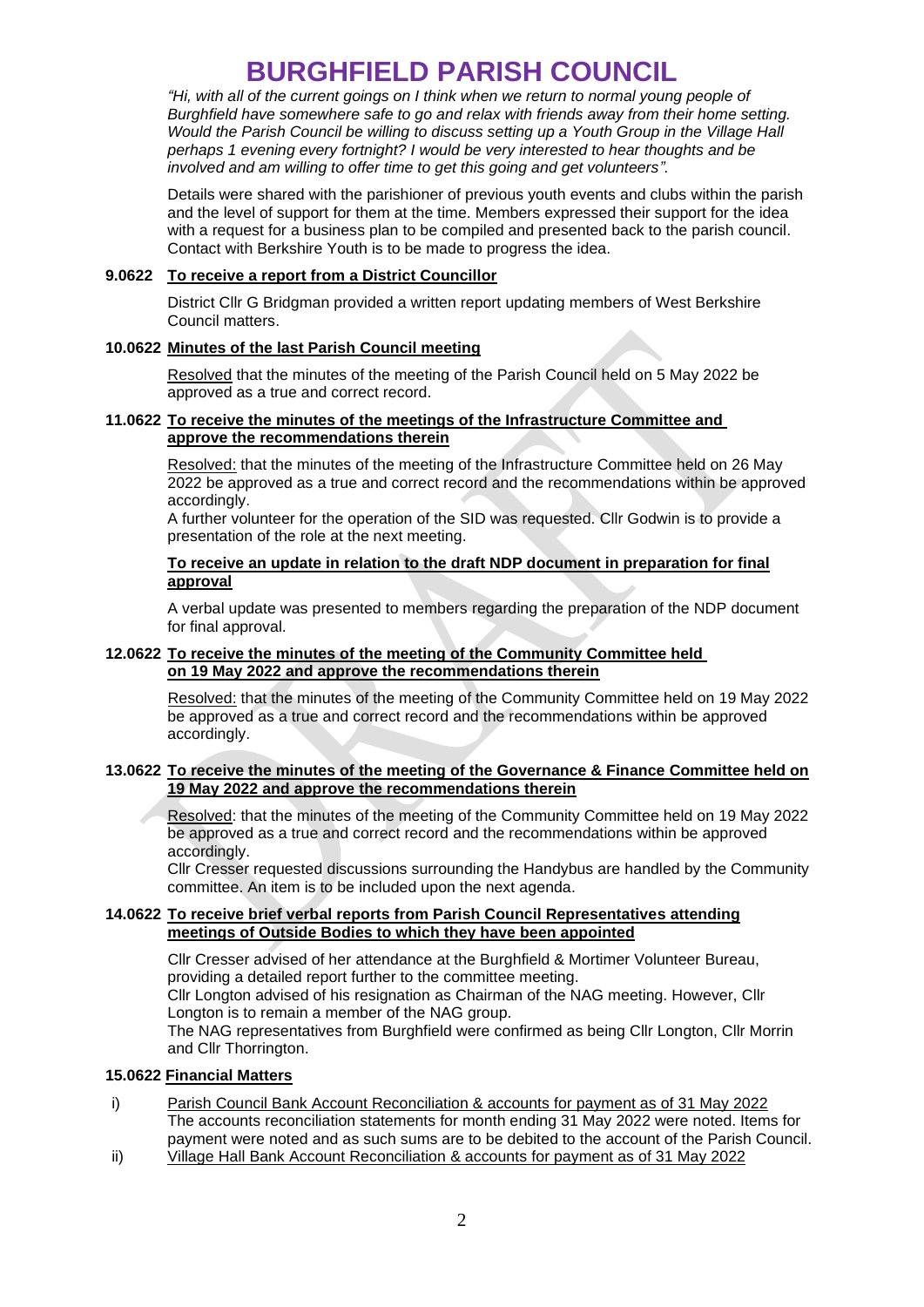# BURGHFIELD PARISH COUNCIL

*"Hi, with all of the current goings on I think when we return to normal young people of Burghfield have somewhere safe to go and relax with friends away from their home setting. Would the Parish Council be willing to discuss setting up a Youth Group in the Village Hall perhaps 1 evening every fortnight? I would be very interested to hear thoughts and be involved and am willing to offer time to get this going and get volunteers".*

Details were shared with the parishioner of previous youth events and clubs within the parish and the level of support for them at the time. Members expressed their support for the idea with a request for a business plan to be compiled and presented back to the parish council. Contact with Berkshire Youth is to be made to progress the idea.

**9.0622 To receive a report from a District Councillor**

District Cllr G Bridgman provided a written report updating members of West Berkshire Council matters.

**10.0622 Minutes of the last Parish Council meeting**

Resolved that the minutes of the meeting of the Parish Council held on 5 May 2022 be approved as a true and correct record.

**11.0622 To receive the minutes of the meetings of the Infrastructure Committee and approve the recommendations therein**

Resolved: that the minutes of the meeting of the Infrastructure Committee held on 26 May 2022 be approved as a true and correct record and the recommendations within be approved accordingly.
A further volunteer for the operation of the SID was requested. Cllr Godwin is to provide a presentation of the role at the next meeting.

**To receive an update in relation to the draft NDP document in preparation for final approval**

A verbal update was presented to members regarding the preparation of the NDP document for final approval.

**12.0622 To receive the minutes of the meeting of the Community Committee held on 19 May 2022 and approve the recommendations therein**

Resolved: that the minutes of the meeting of the Community Committee held on 19 May 2022 be approved as a true and correct record and the recommendations within be approved accordingly.

**13.0622 To receive the minutes of the meeting of the Governance & Finance Committee held on 19 May 2022 and approve the recommendations therein**

Resolved: that the minutes of the meeting of the Community Committee held on 19 May 2022 be approved as a true and correct record and the recommendations within be approved accordingly.
Cllr Cresser requested discussions surrounding the Handybus are handled by the Community committee. An item is to be included upon the next agenda.

**14.0622 To receive brief verbal reports from Parish Council Representatives attending meetings of Outside Bodies to which they have been appointed**

Cllr Cresser advised of her attendance at the Burghfield & Mortimer Volunteer Bureau, providing a detailed report further to the committee meeting.
Cllr Longton advised of his resignation as Chairman of the NAG meeting. However, Cllr Longton is to remain a member of the NAG group.
The NAG representatives from Burghfield were confirmed as being Cllr Longton, Cllr Morrin and Cllr Thorrington.

**15.0622 Financial Matters**

i) Parish Council Bank Account Reconciliation & accounts for payment as of 31 May 2022
The accounts reconciliation statements for month ending 31 May 2022 were noted. Items for payment were noted and as such sums are to be debited to the account of the Parish Council.

ii) Village Hall Bank Account Reconciliation & accounts for payment as of 31 May 2022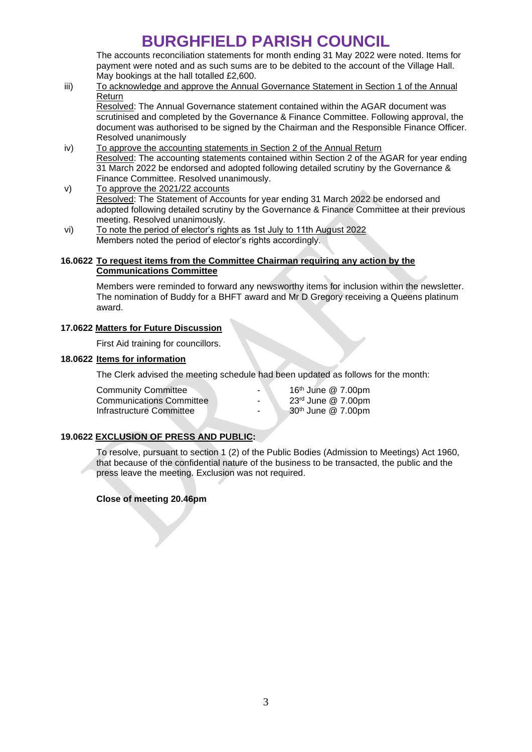The accounts reconciliation statements for month ending 31 May 2022 were noted. Items for payment were noted and as such sums are to be debited to the account of the Village Hall. May bookings at the hall totalled £2,600.

iii) To acknowledge and approve the Annual Governance Statement in Section 1 of the Annual Return

Resolved: The Annual Governance statement contained within the AGAR document was scrutinised and completed by the Governance & Finance Committee. Following approval, the document was authorised to be signed by the Chairman and the Responsible Finance Officer. Resolved unanimously

iv) To approve the accounting statements in Section 2 of the Annual Return

Resolved: The accounting statements contained within Section 2 of the AGAR for year ending 31 March 2022 be endorsed and adopted following detailed scrutiny by the Governance & Finance Committee. Resolved unanimously.

v) To approve the 2021/22 accounts

Resolved: The Statement of Accounts for year ending 31 March 2022 be endorsed and adopted following detailed scrutiny by the Governance & Finance Committee at their previous meeting. Resolved unanimously.

vi) To note the period of elector's rights as 1st July to 11th August 2022

Members noted the period of elector's rights accordingly.

**16.0622 To request items from the Committee Chairman requiring any action by the Communications Committee**

Members were reminded to forward any newsworthy items for inclusion within the newsletter. The nomination of Buddy for a BHFT award and Mr D Gregory receiving a Queens platinum award.

**17.0622 Matters for Future Discussion**

First Aid training for councillors.

**18.0622 Items for information**

The Clerk advised the meeting schedule had been updated as follows for the month:

| | | |
|---|---|---|
| Community Committee | - | 16th June @ 7.00pm |
| Communications Committee | - | 23rd June @ 7.00pm |
| Infrastructure Committee | - | 30th June @ 7.00pm |

**19.0622 EXCLUSION OF PRESS AND PUBLIC:**

To resolve, pursuant to section 1 (2) of the Public Bodies (Admission to Meetings) Act 1960, that because of the confidential nature of the business to be transacted, the public and the press leave the meeting. Exclusion was not required.

**Close of meeting 20.46pm**